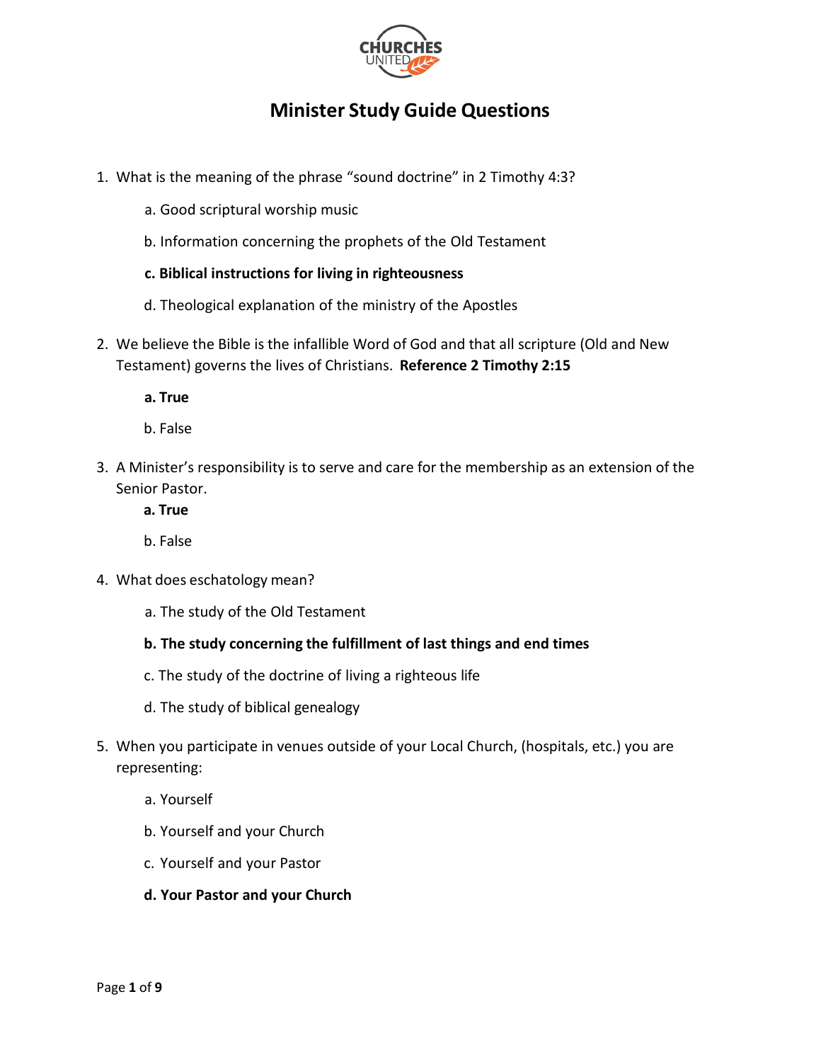# Minister Study Guide Questions

1. What is the meaning of the phrase "sound doctrine" in 2 Timothy 4:3?

   a. Good scriptural worship music

   b. Information concerning the prophets of the Old Testament

   **c. Biblical instructions for living in righteousness**

   d. Theological explanation of the ministry of the Apostles

2. We believe the Bible is the infallible Word of God and that all scripture (Old and New Testament) governs the lives of Christians. **Reference 2 Timothy 2:15**

   **a. True**

   b. False

3. A Minister's responsibility is to serve and care for the membership as an extension of the Senior Pastor.

   **a. True**

   b. False

4. What does eschatology mean?

   a. The study of the Old Testament

   **b. The study concerning the fulfillment of last things and end times**

   c. The study of the doctrine of living a righteous life

   d. The study of biblical genealogy

5. When you participate in venues outside of your Local Church, (hospitals, etc.) you are representing:

   a. Yourself

   b. Yourself and your Church

   c. Yourself and your Pastor

   **d. Your Pastor and your Church**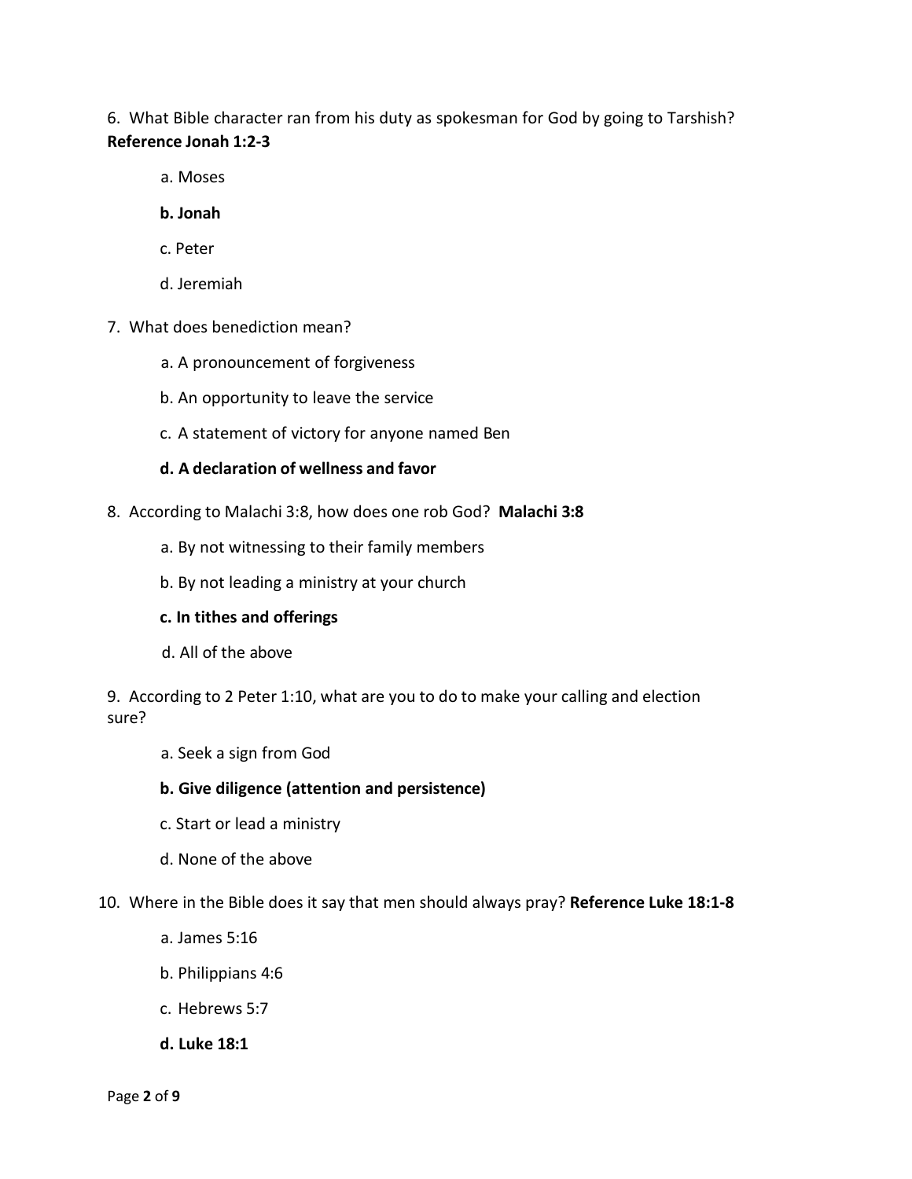6. What Bible character ran from his duty as spokesman for God by going to Tarshish? **Reference Jonah 1:2-3**

   a. Moses

   **b. Jonah**

   c. Peter

   d. Jeremiah

7. What does benediction mean?

   a. A pronouncement of forgiveness

   b. An opportunity to leave the service

   c. A statement of victory for anyone named Ben

   **d. A declaration of wellness and favor**

8. According to Malachi 3:8, how does one rob God? **Malachi 3:8**

   a. By not witnessing to their family members

   b. By not leading a ministry at your church

   **c. In tithes and offerings**

   d. All of the above

9. According to 2 Peter 1:10, what are you to do to make your calling and election sure?

   a. Seek a sign from God

   **b. Give diligence (attention and persistence)**

   c. Start or lead a ministry

   d. None of the above

10. Where in the Bible does it say that men should always pray? **Reference Luke 18:1-8**

    a. James 5:16

    b. Philippians 4:6

    c. Hebrews 5:7

    **d. Luke 18:1**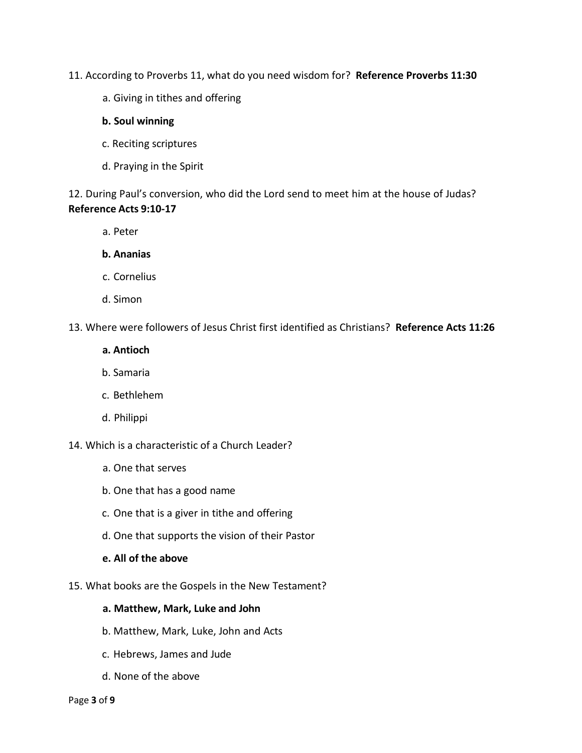11. According to Proverbs 11, what do you need wisdom for? **Reference Proverbs 11:30**

    a. Giving in tithes and offering

    **b. Soul winning**

    c. Reciting scriptures

    d. Praying in the Spirit

12. During Paul's conversion, who did the Lord send to meet him at the house of Judas? **Reference Acts 9:10-17**

    a. Peter

    **b. Ananias**

    c. Cornelius

    d. Simon

13. Where were followers of Jesus Christ first identified as Christians? **Reference Acts 11:26**

    **a. Antioch**

    b. Samaria

    c. Bethlehem

    d. Philippi

14. Which is a characteristic of a Church Leader?

    a. One that serves

    b. One that has a good name

    c. One that is a giver in tithe and offering

    d. One that supports the vision of their Pastor

    **e. All of the above**

15. What books are the Gospels in the New Testament?

    **a. Matthew, Mark, Luke and John**

    b. Matthew, Mark, Luke, John and Acts

    c. Hebrews, James and Jude

    d. None of the above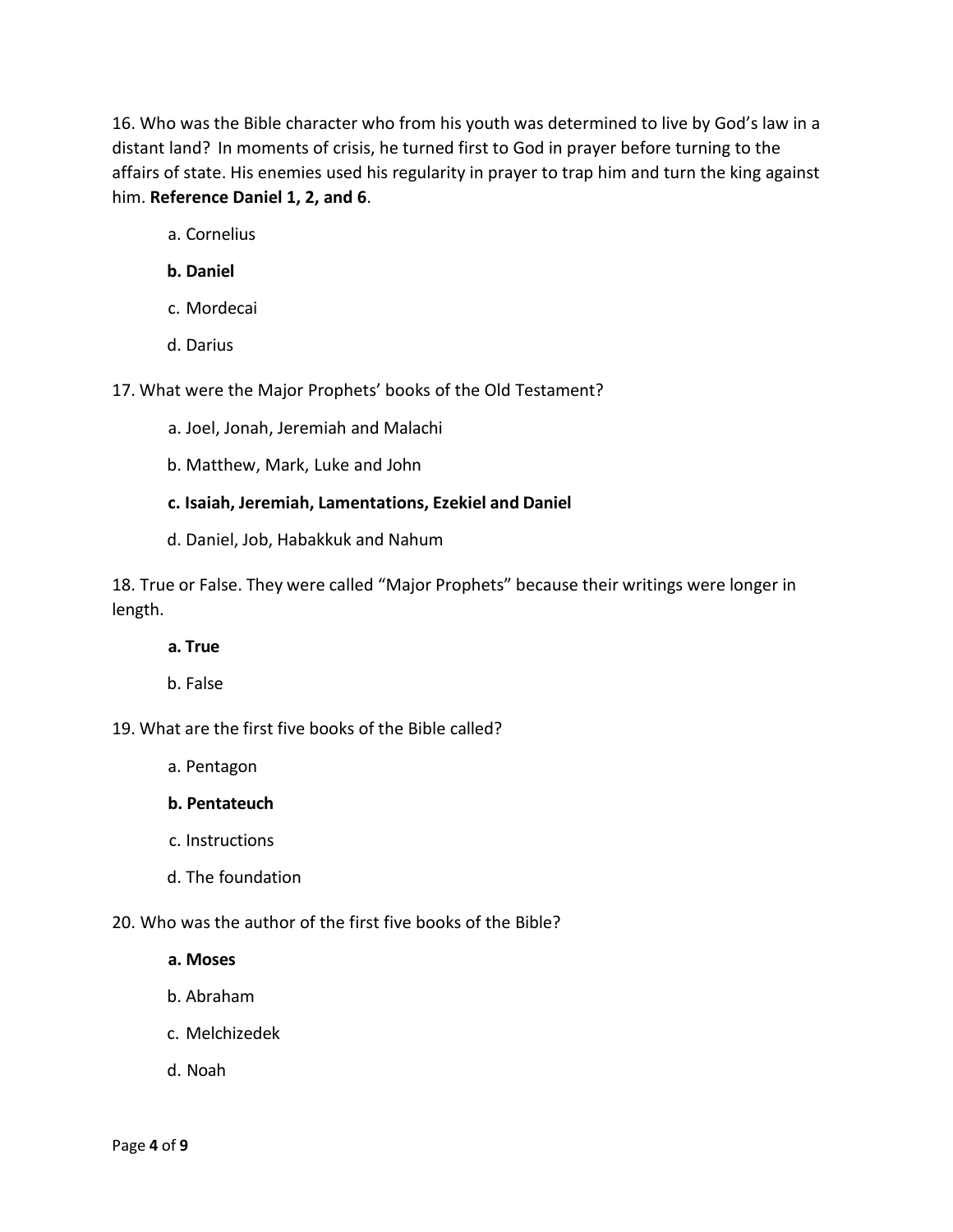16. Who was the Bible character who from his youth was determined to live by God's law in a distant land? In moments of crisis, he turned first to God in prayer before turning to the affairs of state. His enemies used his regularity in prayer to trap him and turn the king against him. **Reference Daniel 1, 2, and 6**.

   a. Cornelius

   **b. Daniel**

   c. Mordecai

   d. Darius

17. What were the Major Prophets' books of the Old Testament?

   a. Joel, Jonah, Jeremiah and Malachi

   b. Matthew, Mark, Luke and John

   **c. Isaiah, Jeremiah, Lamentations, Ezekiel and Daniel**

   d. Daniel, Job, Habakkuk and Nahum

18. True or False. They were called "Major Prophets" because their writings were longer in length.

   **a. True**

   b. False

19. What are the first five books of the Bible called?

   a. Pentagon

   **b. Pentateuch**

   c. Instructions

   d. The foundation

20. Who was the author of the first five books of the Bible?

   **a. Moses**

   b. Abraham

   c. Melchizedek

   d. Noah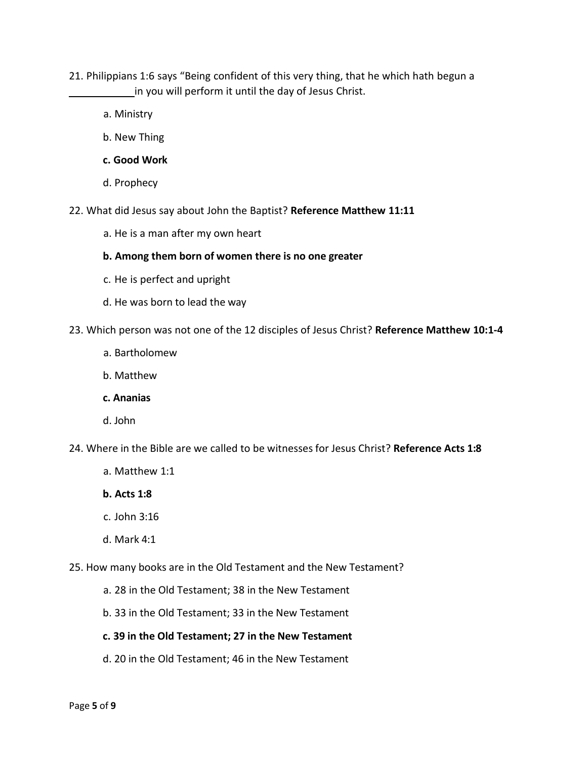21. Philippians 1:6 says “Being confident of this very thing, that he which hath begun a ___________ in you will perform it until the day of Jesus Christ.

    a. Ministry

    b. New Thing

    **c. Good Work**

    d. Prophecy

22. What did Jesus say about John the Baptist? **Reference Matthew 11:11**

    a. He is a man after my own heart

    **b. Among them born of women there is no one greater**

    c. He is perfect and upright

    d. He was born to lead the way

23. Which person was not one of the 12 disciples of Jesus Christ? **Reference Matthew 10:1-4**

    a. Bartholomew

    b. Matthew

    **c. Ananias**

    d. John

24. Where in the Bible are we called to be witnesses for Jesus Christ? **Reference Acts 1:8**

    a. Matthew 1:1

    **b. Acts 1:8**

    c. John 3:16

    d. Mark 4:1

25. How many books are in the Old Testament and the New Testament?

    a. 28 in the Old Testament; 38 in the New Testament

    b. 33 in the Old Testament; 33 in the New Testament

    **c. 39 in the Old Testament; 27 in the New Testament**

    d. 20 in the Old Testament; 46 in the New Testament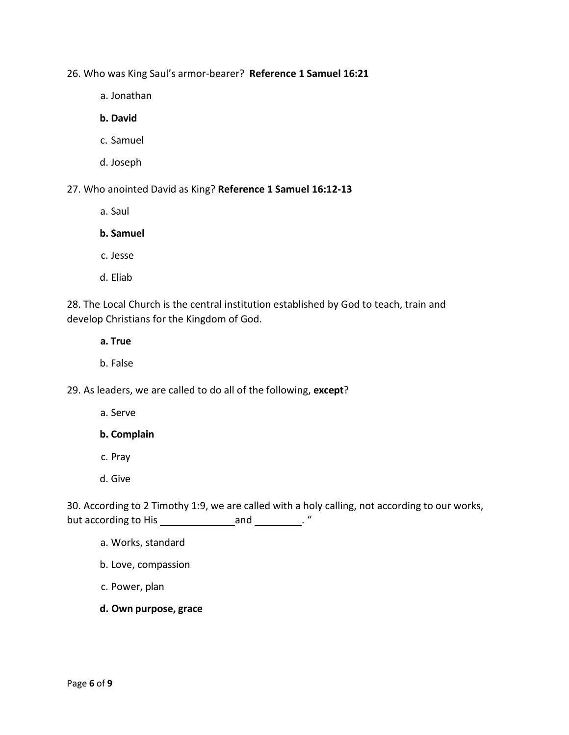26. Who was King Saul's armor-bearer? **Reference 1 Samuel 16:21**

    a. Jonathan

    **b. David**

    c. Samuel

    d. Joseph

27. Who anointed David as King? **Reference 1 Samuel 16:12-13**

    a. Saul

    **b. Samuel**

    c. Jesse

    d. Eliab

28. The Local Church is the central institution established by God to teach, train and develop Christians for the Kingdom of God.

    **a. True**

    b. False

29. As leaders, we are called to do all of the following, **except**?

    a. Serve

    **b. Complain**

    c. Pray

    d. Give

30. According to 2 Timothy 1:9, we are called with a holy calling, not according to our works, but according to His ____________ and ________. "

    a. Works, standard

    b. Love, compassion

    c. Power, plan

    **d. Own purpose, grace**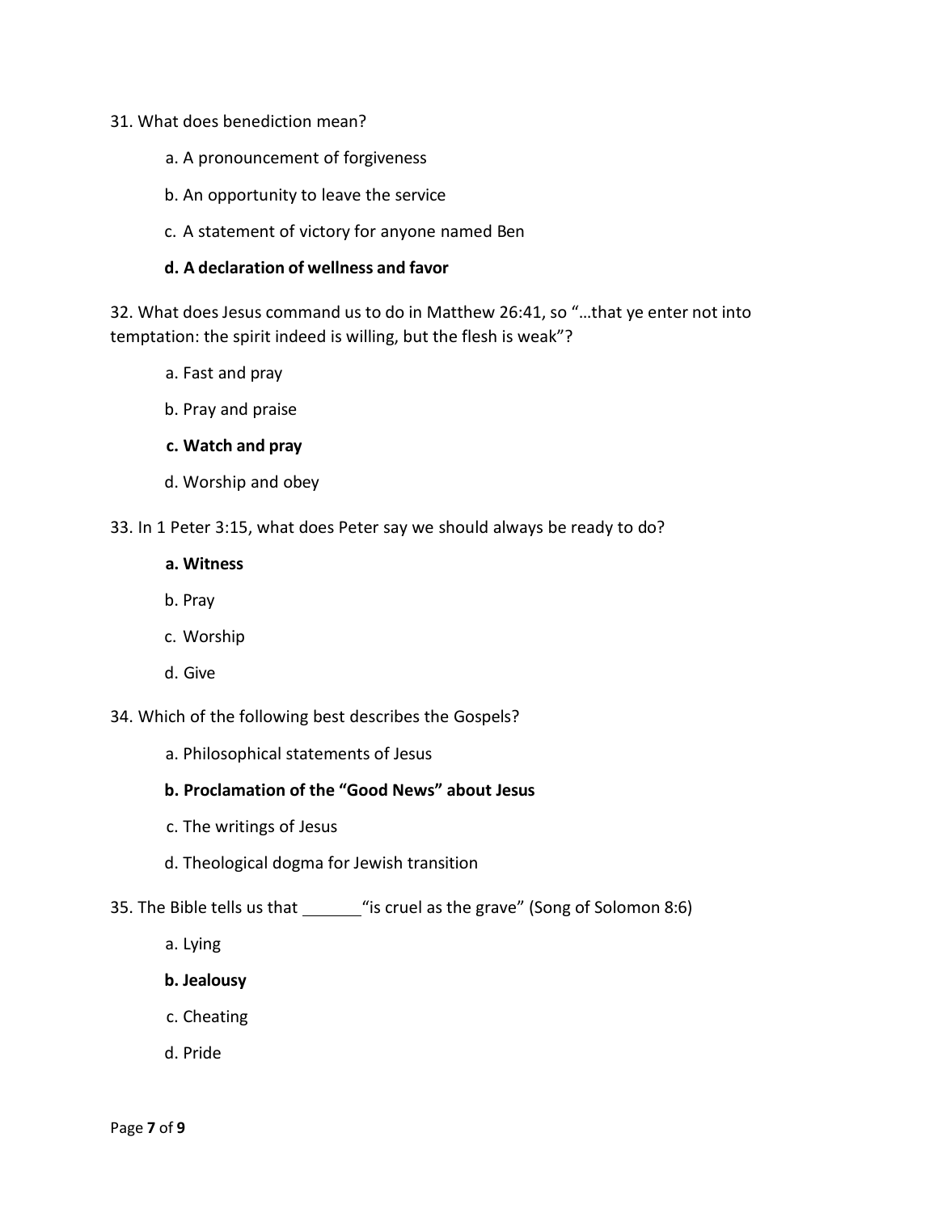31. What does benediction mean?

    a. A pronouncement of forgiveness

    b. An opportunity to leave the service

    c. A statement of victory for anyone named Ben

    **d. A declaration of wellness and favor**

32. What does Jesus command us to do in Matthew 26:41, so "…that ye enter not into temptation: the spirit indeed is willing, but the flesh is weak"?

    a. Fast and pray

    b. Pray and praise

    **c. Watch and pray**

    d. Worship and obey

33. In 1 Peter 3:15, what does Peter say we should always be ready to do?

    **a. Witness**

    b. Pray

    c. Worship

    d. Give

34. Which of the following best describes the Gospels?

    a. Philosophical statements of Jesus

    **b. Proclamation of the "Good News" about Jesus**

    c. The writings of Jesus

    d. Theological dogma for Jewish transition

35. The Bible tells us that _______"is cruel as the grave" (Song of Solomon 8:6)

    a. Lying

    **b. Jealousy**

    c. Cheating

    d. Pride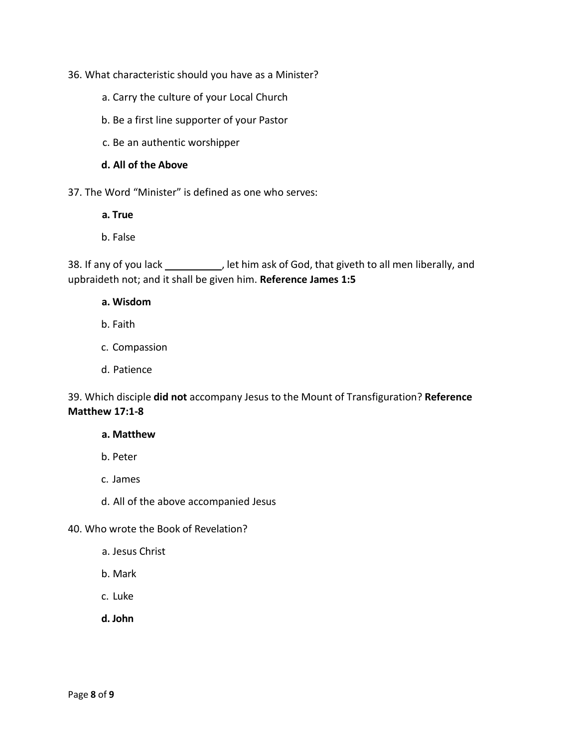36. What characteristic should you have as a Minister?

    a. Carry the culture of your Local Church

    b. Be a first line supporter of your Pastor

    c. Be an authentic worshipper

    **d. All of the Above**

37. The Word “Minister” is defined as one who serves:

    **a. True**

    b. False

38. If any of you lack __________, let him ask of God, that giveth to all men liberally, and upbraideth not; and it shall be given him. **Reference James 1:5**

    **a. Wisdom**

    b. Faith

    c. Compassion

    d. Patience

39. Which disciple **did not** accompany Jesus to the Mount of Transfiguration? **Reference Matthew 17:1-8**

    **a. Matthew**

    b. Peter

    c. James

    d. All of the above accompanied Jesus

40. Who wrote the Book of Revelation?

    a. Jesus Christ

    b. Mark

    c. Luke

    **d. John**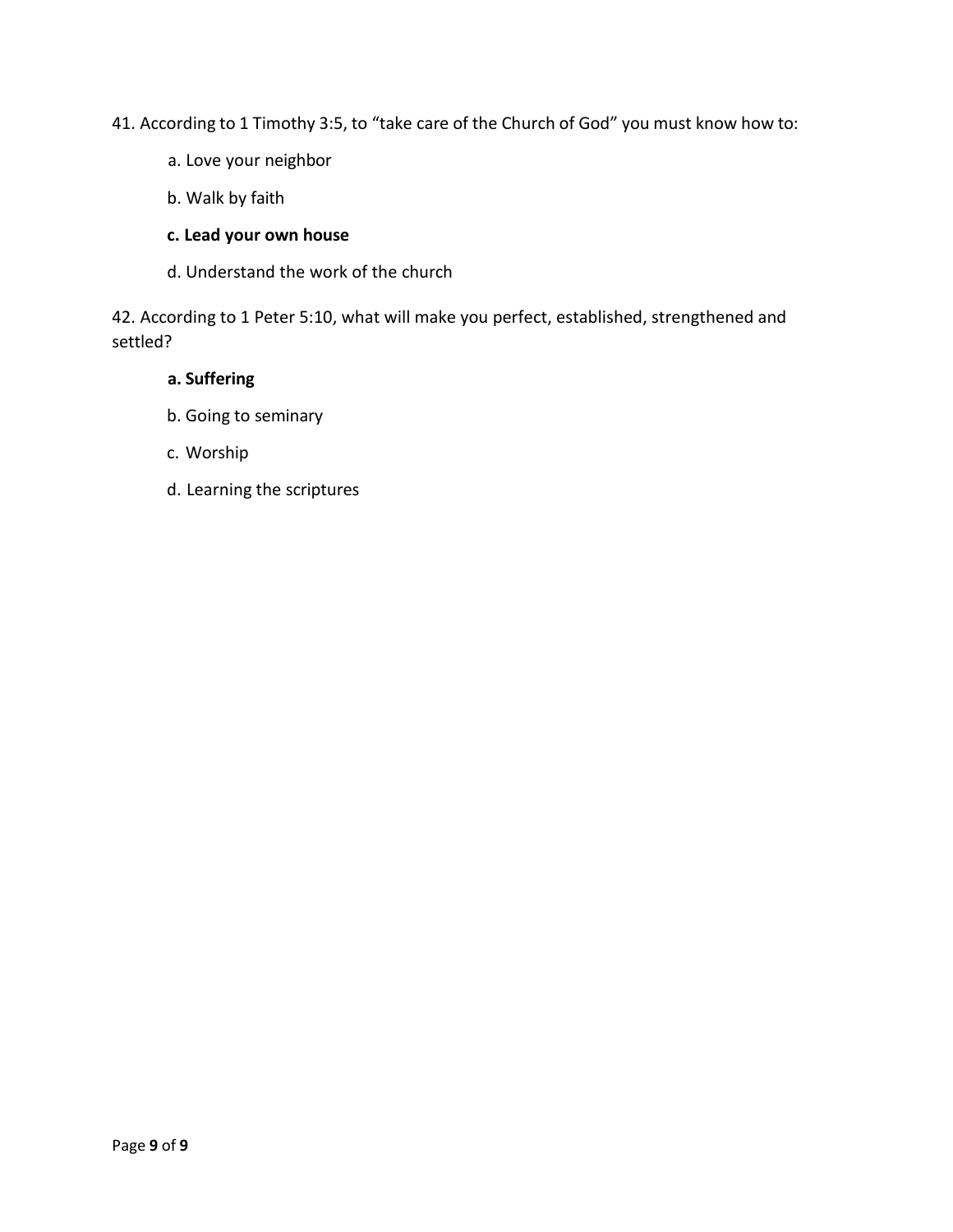41. According to 1 Timothy 3:5, to “take care of the Church of God” you must know how to:

a. Love your neighbor

b. Walk by faith

**c. Lead your own house**

d. Understand the work of the church

42. According to 1 Peter 5:10, what will make you perfect, established, strengthened and settled?

**a. Suffering**

b. Going to seminary

c. Worship

d. Learning the scriptures